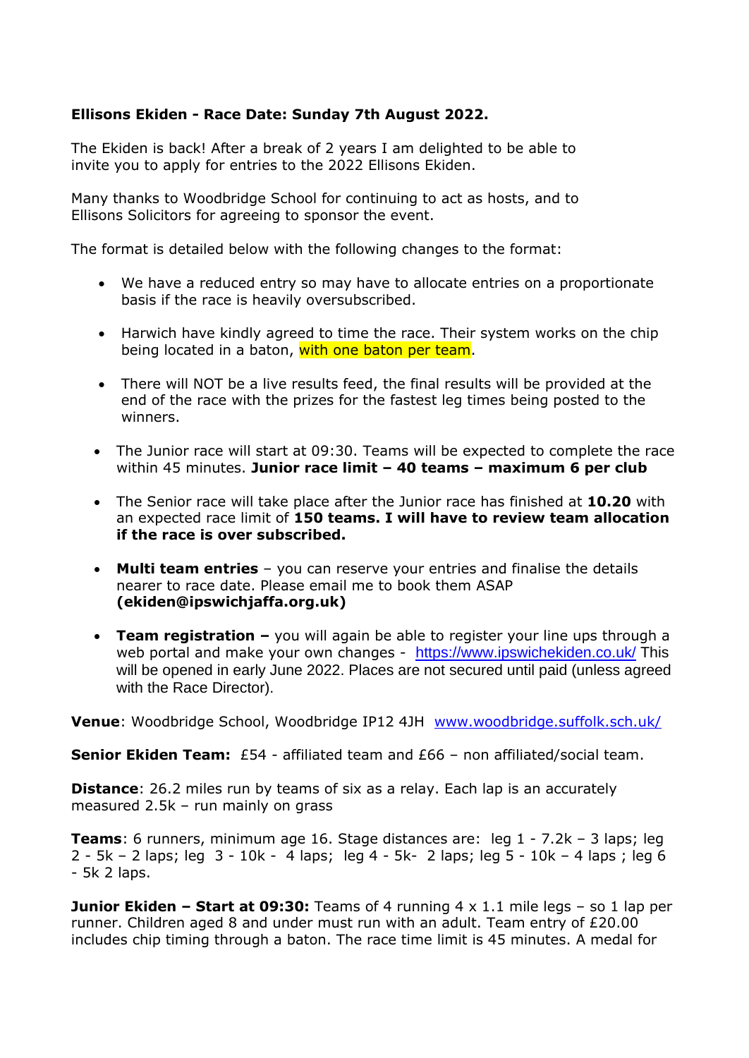**Ellisons Ekiden - Race Date: Sunday 7th August 2022.**

The Ekiden is back! After a break of 2 years I am delighted to be able to invite you to apply for entries to the 2022 Ellisons Ekiden.

Many thanks to Woodbridge School for continuing to act as hosts, and to Ellisons Solicitors for agreeing to sponsor the event.

The format is detailed below with the following changes to the format:

- We have a reduced entry so may have to allocate entries on a proportionate basis if the race is heavily oversubscribed.
- Harwich have kindly agreed to time the race. Their system works on the chip being located in a baton, with one baton per team.
- There will NOT be a live results feed, the final results will be provided at the end of the race with the prizes for the fastest leg times being posted to the winners.
- The Junior race will start at 09:30. Teams will be expected to complete the race within 45 minutes. **Junior race limit – 40 teams – maximum 6 per club**
- The Senior race will take place after the Junior race has finished at **10.20** with an expected race limit of **150 teams. I will have to review team allocation if the race is over subscribed.**
- **Multi team entries** – you can reserve your entries and finalise the details nearer to race date. Please email me to book them ASAP **(ekiden@ipswichjaffa.org.uk)**
- **Team registration –** you will again be able to register your line ups through a web portal and make your own changes - https://www.ipswichekiden.co.uk/ This will be opened in early June 2022. Places are not secured until paid (unless agreed with the Race Director).

**Venue**: Woodbridge School, Woodbridge IP12 4JH www.woodbridge.suffolk.sch.uk/

**Senior Ekiden Team:** £54 - affiliated team and £66 – non affiliated/social team.

**Distance**: 26.2 miles run by teams of six as a relay. Each lap is an accurately measured 2.5k – run mainly on grass

**Teams**: 6 runners, minimum age 16. Stage distances are: leg 1 - 7.2k – 3 laps; leg 2 - 5k – 2 laps; leg 3 - 10k - 4 laps; leg 4 - 5k- 2 laps; leg 5 - 10k – 4 laps ; leg 6 - 5k 2 laps.

**Junior Ekiden – Start at 09:30:** Teams of 4 running 4 x 1.1 mile legs – so 1 lap per runner. Children aged 8 and under must run with an adult. Team entry of £20.00 includes chip timing through a baton. The race time limit is 45 minutes. A medal for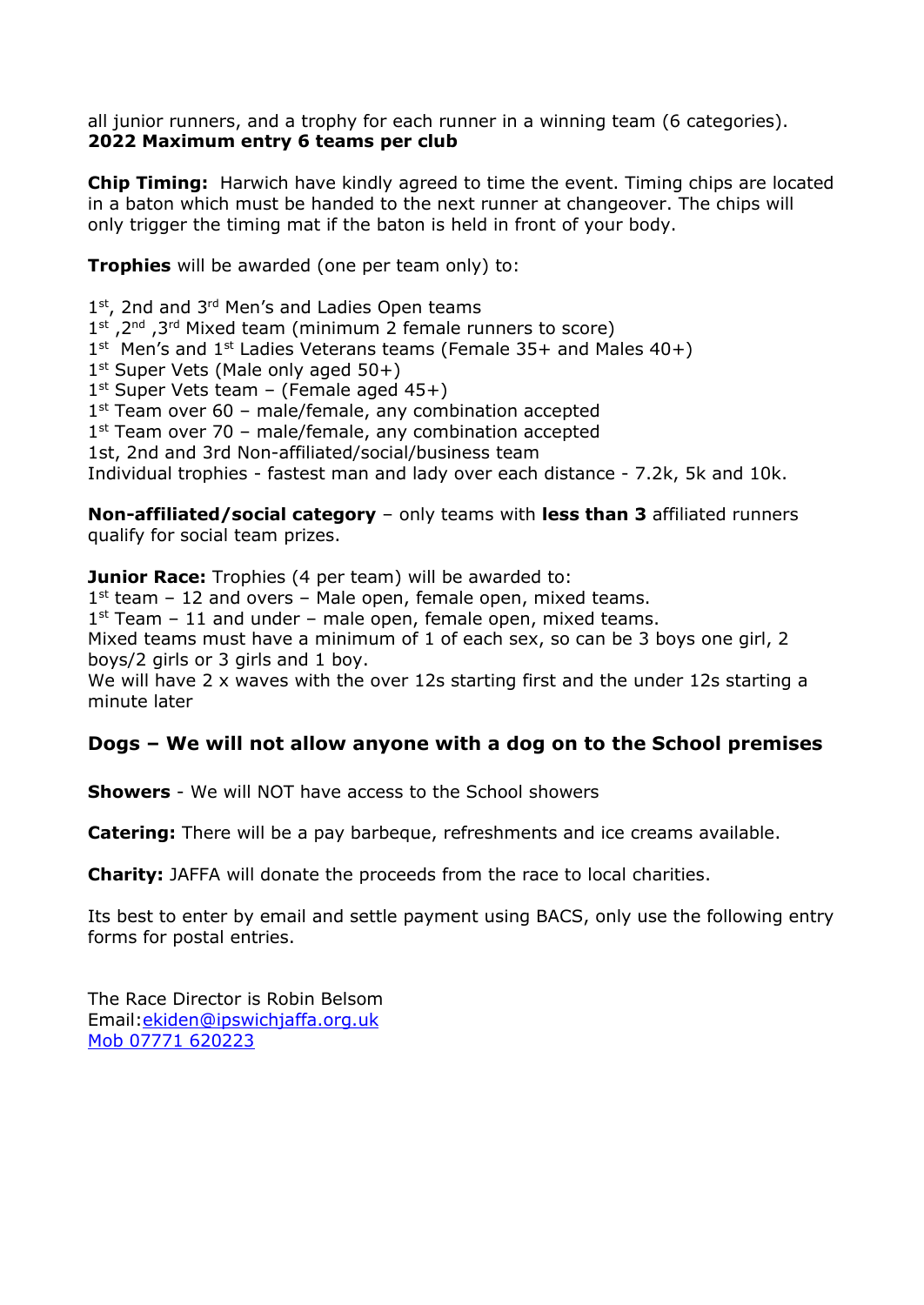all junior runners, and a trophy for each runner in a winning team (6 categories).
**2022 Maximum entry 6 teams per club**

**Chip Timing:** Harwich have kindly agreed to time the event. Timing chips are located in a baton which must be handed to the next runner at changeover. The chips will only trigger the timing mat if the baton is held in front of your body.

**Trophies** will be awarded (one per team only) to:

1st, 2nd and 3rd Men's and Ladies Open teams
1st ,2nd ,3rd Mixed team (minimum 2 female runners to score)
1st Men's and 1st Ladies Veterans teams (Female 35+ and Males 40+)
1st Super Vets (Male only aged 50+)
1st Super Vets team – (Female aged 45+)
1st Team over 60 – male/female, any combination accepted
1st Team over 70 – male/female, any combination accepted
1st, 2nd and 3rd Non-affiliated/social/business team
Individual trophies - fastest man and lady over each distance - 7.2k, 5k and 10k.

**Non-affiliated/social category** – only teams with **less than 3** affiliated runners qualify for social team prizes.

**Junior Race:** Trophies (4 per team) will be awarded to:
1st team – 12 and overs – Male open, female open, mixed teams.
1st Team – 11 and under – male open, female open, mixed teams.
Mixed teams must have a minimum of 1 of each sex, so can be 3 boys one girl, 2 boys/2 girls or 3 girls and 1 boy.
We will have 2 x waves with the over 12s starting first and the under 12s starting a minute later

## Dogs – We will not allow anyone with a dog on to the School premises

**Showers** - We will NOT have access to the School showers

**Catering:** There will be a pay barbeque, refreshments and ice creams available.

**Charity:** JAFFA will donate the proceeds from the race to local charities.

Its best to enter by email and settle payment using BACS, only use the following entry forms for postal entries.

The Race Director is Robin Belsom
Email:ekiden@ipswichjaffa.org.uk
Mob 07771 620223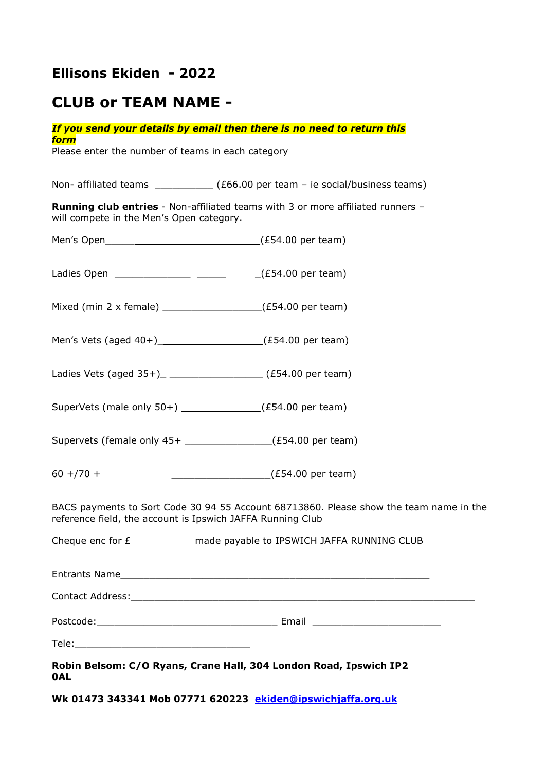## Ellisons Ekiden - 2022

# CLUB or TEAM NAME -

***If you send your details by email then there is no need to return this form***

Please enter the number of teams in each category

Non- affiliated teams ___________(£66.00 per team – ie social/business teams)

**Running club entries** - Non-affiliated teams with 3 or more affiliated runners – will compete in the Men's Open category.

Men's Open___________________________(£54.00 per team)

Ladies Open___________________________(£54.00 per team)

Mixed (min 2 x female) _________________(£54.00 per team)

Men's Vets (aged 40+)__________________(£54.00 per team)

Ladies Vets (aged 35+)__________________(£54.00 per team)

SuperVets (male only 50+) _____________(£54.00 per team)

Supervets (female only 45+ _______________(£54.00 per team)

60 +/70 + _________________(£54.00 per team)

BACS payments to Sort Code 30 94 55 Account 68713860. Please show the team name in the reference field, the account is Ipswich JAFFA Running Club

Cheque enc for £___________ made payable to IPSWICH JAFFA RUNNING CLUB

Entrants Name_______________________________________________________

Contact Address:_____________________________________________________________

Postcode:________________________________ Email _______________________

Tele:_______________________________

**Robin Belsom: C/O Ryans, Crane Hall, 304 London Road, Ipswich IP2 0AL**

**Wk 01473 343341 Mob 07771 620223** **ekiden@ipswichjaffa.org.uk**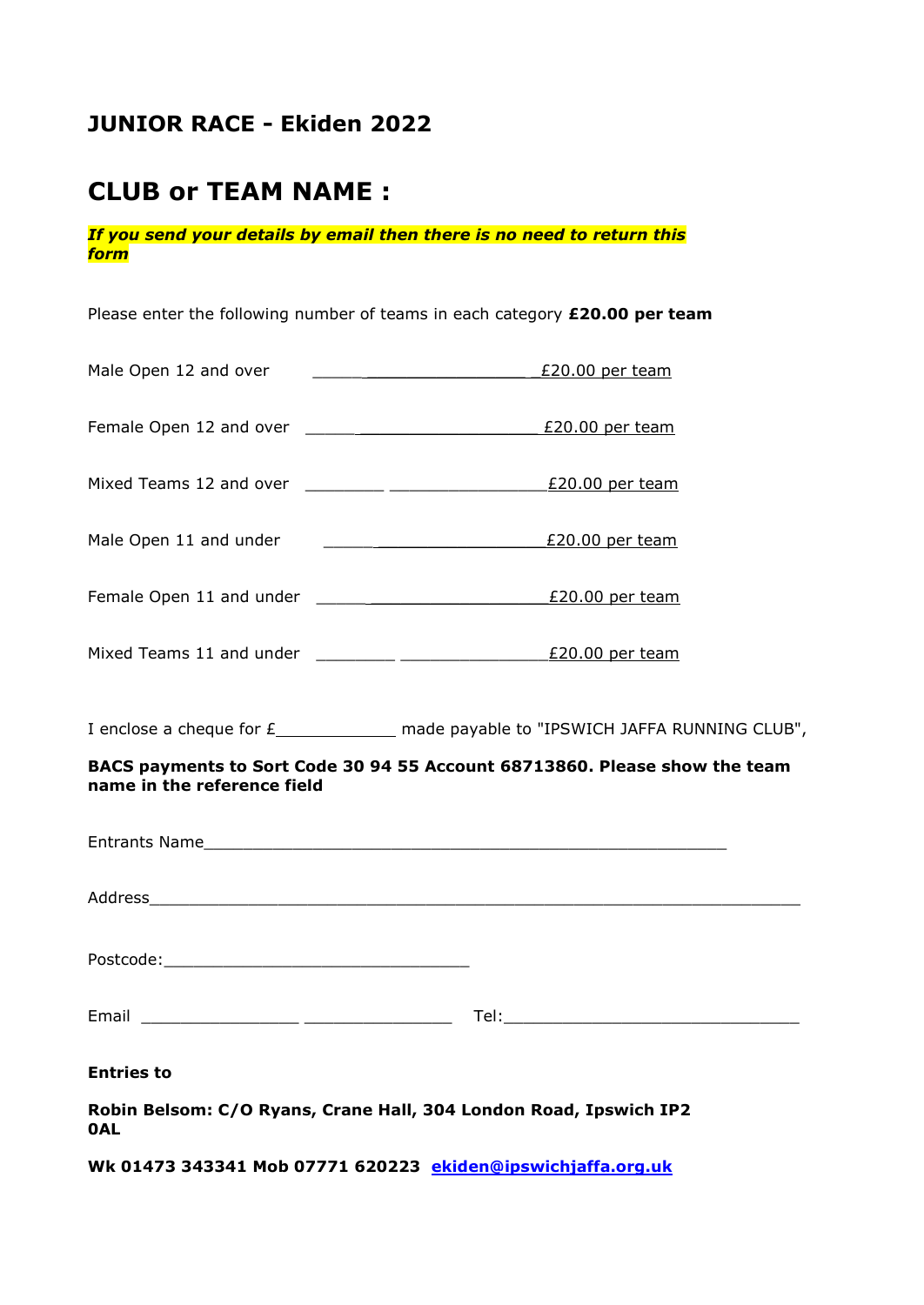### JUNIOR RACE - Ekiden 2022

## CLUB or TEAM NAME :

***If you send your details by email then there is no need to return this form***

Please enter the following number of teams in each category **£20.00 per team**

Male Open 12 and over ______________________ £20.00 per team

Female Open 12 and over ______________________ £20.00 per team

Mixed Teams 12 and over _________ ________________ £20.00 per team

Male Open 11 and under ______________________ £20.00 per team

Female Open 11 and under ______________________ £20.00 per team

Mixed Teams 11 and under _________ ________________ £20.00 per team

I enclose a cheque for £_____________ made payable to "IPSWICH JAFFA RUNNING CLUB",

**BACS payments to Sort Code 30 94 55 Account 68713860. Please show the team name in the reference field**

Entrants Name_______________________________________________________

Address____________________________________________________________________

Postcode:________________________________

Email _________________ ________________ Tel:________________________________

**Entries to**

**Robin Belsom: C/O Ryans, Crane Hall, 304 London Road, Ipswich IP2 0AL**

**Wk 01473 343341 Mob 07771 620223 ekiden@ipswichjaffa.org.uk**